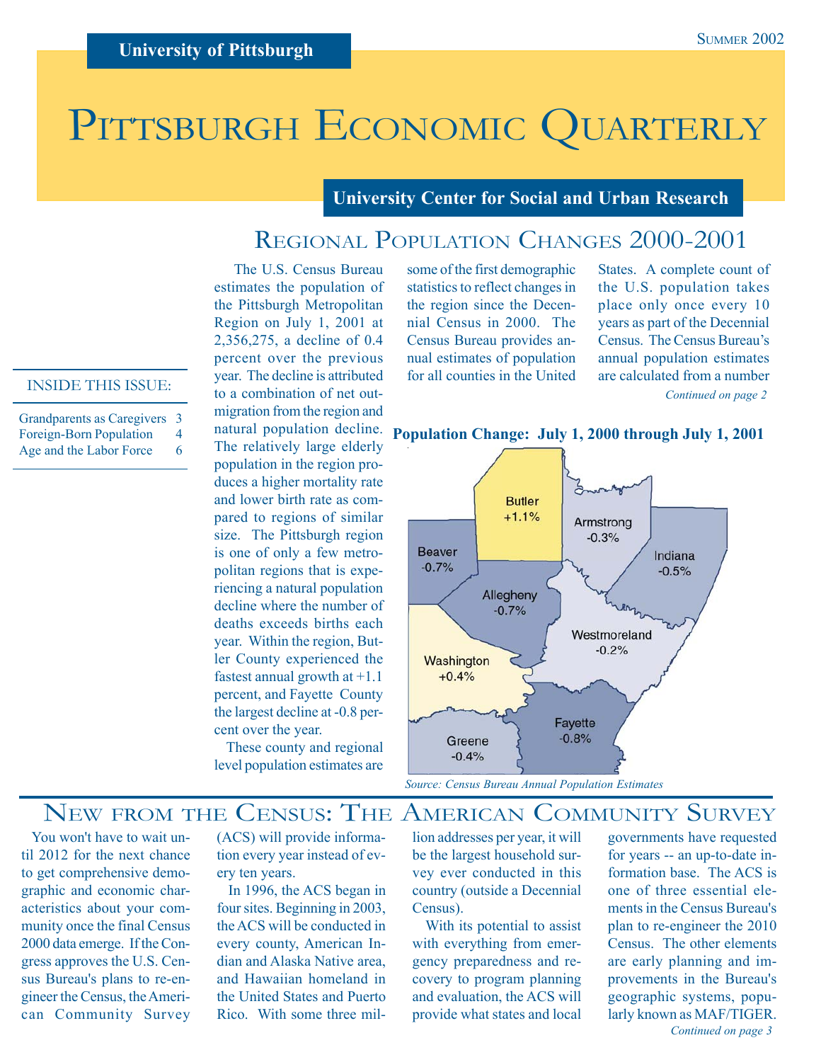University of Pittsburgh

Summer 2002

# Pittsburgh Economic Quarterly

University Center for Social and Urban Research

INSIDE THIS ISSUE:

- Grandparents as Caregivers 3
- Foreign-Born Population 4
- Age and the Labor Force 6

## Regional Population Changes 2000-2001

The U.S. Census Bureau estimates the population of the Pittsburgh Metropolitan Region on July 1, 2001 at 2,356,275, a decline of 0.4 percent over the previous year. The decline is attributed to a combination of net out-migration from the region and natural population decline. The relatively large elderly population in the region produces a higher mortality rate and lower birth rate as compared to regions of similar size. The Pittsburgh region is one of only a few metropolitan regions that is experiencing a natural population decline where the number of deaths exceeds births each year. Within the region, Butler County experienced the fastest annual growth at +1.1 percent, and Fayette County the largest decline at -0.8 percent over the year.

These county and regional level population estimates are some of the first demographic statistics to reflect changes in the region since the Decennial Census in 2000. The Census Bureau provides annual estimates of population for all counties in the United States. A complete count of the U.S. population takes place only once every 10 years as part of the Decennial Census. The Census Bureau's annual population estimates are calculated from a number

*Continued on page 2*

**Population Change: July 1, 2000 through July 1, 2001**

| County | Change |
|---|---|
| Butler | +1.1% |
| Armstrong | -0.3% |
| Beaver | -0.7% |
| Indiana | -0.5% |
| Allegheny | -0.7% |
| Westmoreland | -0.2% |
| Washington | +0.4% |
| Greene | -0.4% |
| Fayette | -0.8% |

*Source: Census Bureau Annual Population Estimates*

## New from the Census: The American Community Survey

You won't have to wait until 2012 for the next chance to get comprehensive demographic and economic characteristics about your community once the final Census 2000 data emerge. If the Congress approves the U.S. Census Bureau's plans to re-engineer the Census, the American Community Survey (ACS) will provide information every year instead of every ten years.

In 1996, the ACS began in four sites. Beginning in 2003, the ACS will be conducted in every county, American Indian and Alaska Native area, and Hawaiian homeland in the United States and Puerto Rico. With some three million addresses per year, it will be the largest household survey ever conducted in this country (outside a Decennial Census).

With its potential to assist with everything from emergency preparedness and recovery to program planning and evaluation, the ACS will provide what states and local governments have requested for years -- an up-to-date information base. The ACS is one of three essential elements in the Census Bureau's plan to re-engineer the 2010 Census. The other elements are early planning and improvements in the Bureau's geographic systems, popularly known as MAF/TIGER.

*Continued on page 3*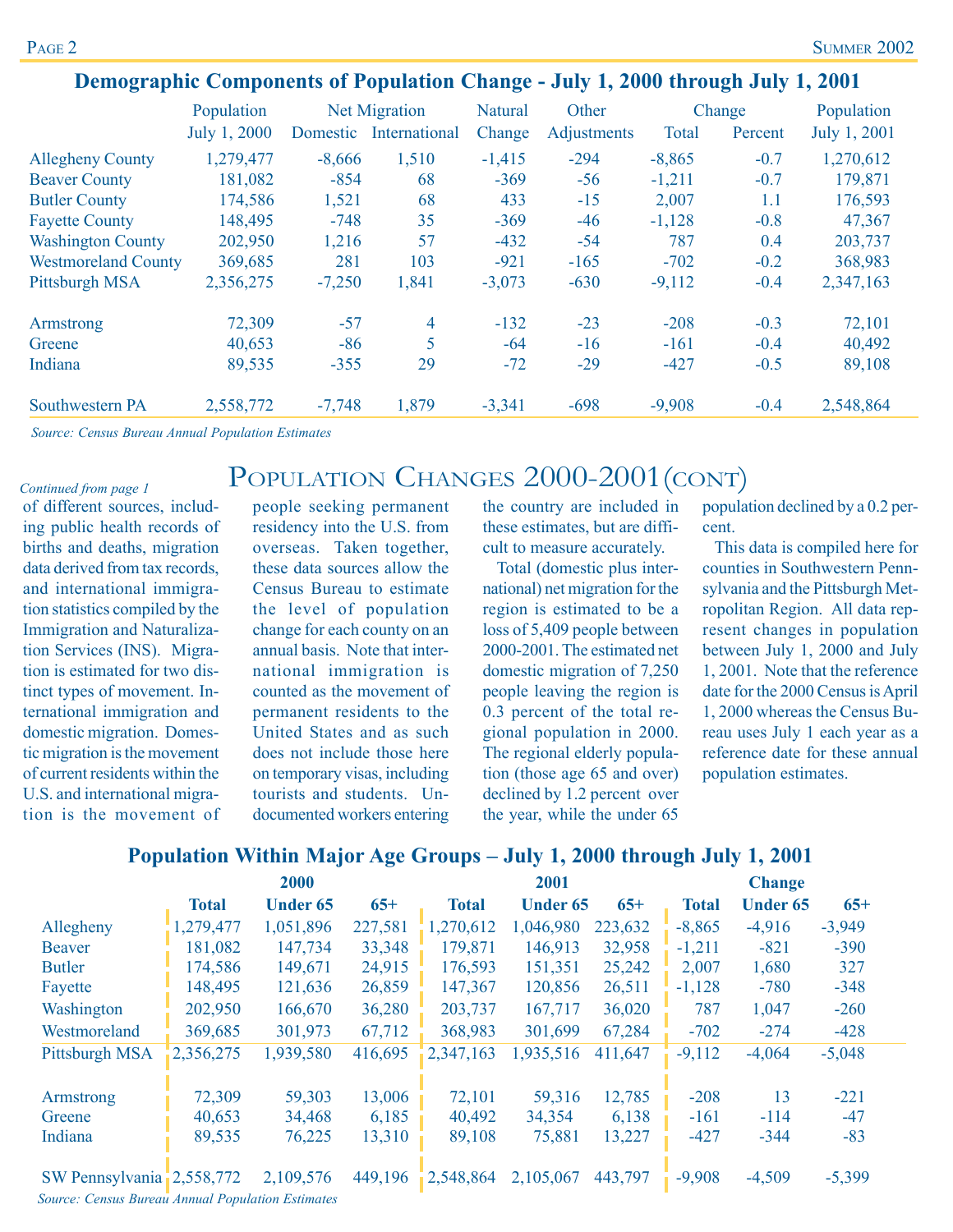## Demographic Components of Population Change - July 1, 2000 through July 1, 2001

| | Population | Net Migration | | Natural | Other | Change | | Population |
|---|---|---|---|---|---|---|---|---|
| | July 1, 2000 | Domestic | International | Change | Adjustments | Total | Percent | July 1, 2001 |
| Allegheny County | 1,279,477 | -8,666 | 1,510 | -1,415 | -294 | -8,865 | -0.7 | 1,270,612 |
| Beaver County | 181,082 | -854 | 68 | -369 | -56 | -1,211 | -0.7 | 179,871 |
| Butler County | 174,586 | 1,521 | 68 | 433 | -15 | 2,007 | 1.1 | 176,593 |
| Fayette County | 148,495 | -748 | 35 | -369 | -46 | -1,128 | -0.8 | 47,367 |
| Washington County | 202,950 | 1,216 | 57 | -432 | -54 | 787 | 0.4 | 203,737 |
| Westmoreland County | 369,685 | 281 | 103 | -921 | -165 | -702 | -0.2 | 368,983 |
| Pittsburgh MSA | 2,356,275 | -7,250 | 1,841 | -3,073 | -630 | -9,112 | -0.4 | 2,347,163 |
| Armstrong | 72,309 | -57 | 4 | -132 | -23 | -208 | -0.3 | 72,101 |
| Greene | 40,653 | -86 | 5 | -64 | -16 | -161 | -0.4 | 40,492 |
| Indiana | 89,535 | -355 | 29 | -72 | -29 | -427 | -0.5 | 89,108 |
| Southwestern PA | 2,558,772 | -7,748 | 1,879 | -3,341 | -698 | -9,908 | -0.4 | 2,548,864 |

*Source: Census Bureau Annual Population Estimates*

# Population Changes 2000-2001 (cont)

*Continued from page 1*

of different sources, including public health records of births and deaths, migration data derived from tax records, and international immigration statistics compiled by the Immigration and Naturalization Services (INS). Migration is estimated for two distinct types of movement. International immigration and domestic migration. Domestic migration is the movement of current residents within the U.S. and international migration is the movement of people seeking permanent residency into the U.S. from overseas. Taken together, these data sources allow the Census Bureau to estimate the level of population change for each county on an annual basis. Note that international immigration is counted as the movement of permanent residents to the United States and as such does not include those here on temporary visas, including tourists and students. Undocumented workers entering the country are included in these estimates, but are difficult to measure accurately.

Total (domestic plus international) net migration for the region is estimated to be a loss of 5,409 people between 2000-2001. The estimated net domestic migration of 7,250 people leaving the region is 0.3 percent of the total regional population in 2000. The regional elderly population (those age 65 and over) declined by 1.2 percent over the year, while the under 65 population declined by a 0.2 percent.

This data is compiled here for counties in Southwestern Pennsylvania and the Pittsburgh Metropolitan Region. All data represent changes in population between July 1, 2000 and July 1, 2001. Note that the reference date for the 2000 Census is April 1, 2000 whereas the Census Bureau uses July 1 each year as a reference date for these annual population estimates.

## Population Within Major Age Groups – July 1, 2000 through July 1, 2001

| | 2000 | | | 2001 | | | Change | | |
|---|---|---|---|---|---|---|---|---|---|
| | **Total** | **Under 65** | **65+** | **Total** | **Under 65** | **65+** | **Total** | **Under 65** | **65+** |
| Allegheny | 1,279,477 | 1,051,896 | 227,581 | 1,270,612 | 1,046,980 | 223,632 | -8,865 | -4,916 | -3,949 |
| Beaver | 181,082 | 147,734 | 33,348 | 179,871 | 146,913 | 32,958 | -1,211 | -821 | -390 |
| Butler | 174,586 | 149,671 | 24,915 | 176,593 | 151,351 | 25,242 | 2,007 | 1,680 | 327 |
| Fayette | 148,495 | 121,636 | 26,859 | 147,367 | 120,856 | 26,511 | -1,128 | -780 | -348 |
| Washington | 202,950 | 166,670 | 36,280 | 203,737 | 167,717 | 36,020 | 787 | 1,047 | -260 |
| Westmoreland | 369,685 | 301,973 | 67,712 | 368,983 | 301,699 | 67,284 | -702 | -274 | -428 |
| Pittsburgh MSA | 2,356,275 | 1,939,580 | 416,695 | 2,347,163 | 1,935,516 | 411,647 | -9,112 | -4,064 | -5,048 |
| Armstrong | 72,309 | 59,303 | 13,006 | 72,101 | 59,316 | 12,785 | -208 | 13 | -221 |
| Greene | 40,653 | 34,468 | 6,185 | 40,492 | 34,354 | 6,138 | -161 | -114 | -47 |
| Indiana | 89,535 | 76,225 | 13,310 | 89,108 | 75,881 | 13,227 | -427 | -344 | -83 |
| SW Pennsylvania | 2,558,772 | 2,109,576 | 449,196 | 2,548,864 | 2,105,067 | 443,797 | -9,908 | -4,509 | -5,399 |

*Source: Census Bureau Annual Population Estimates*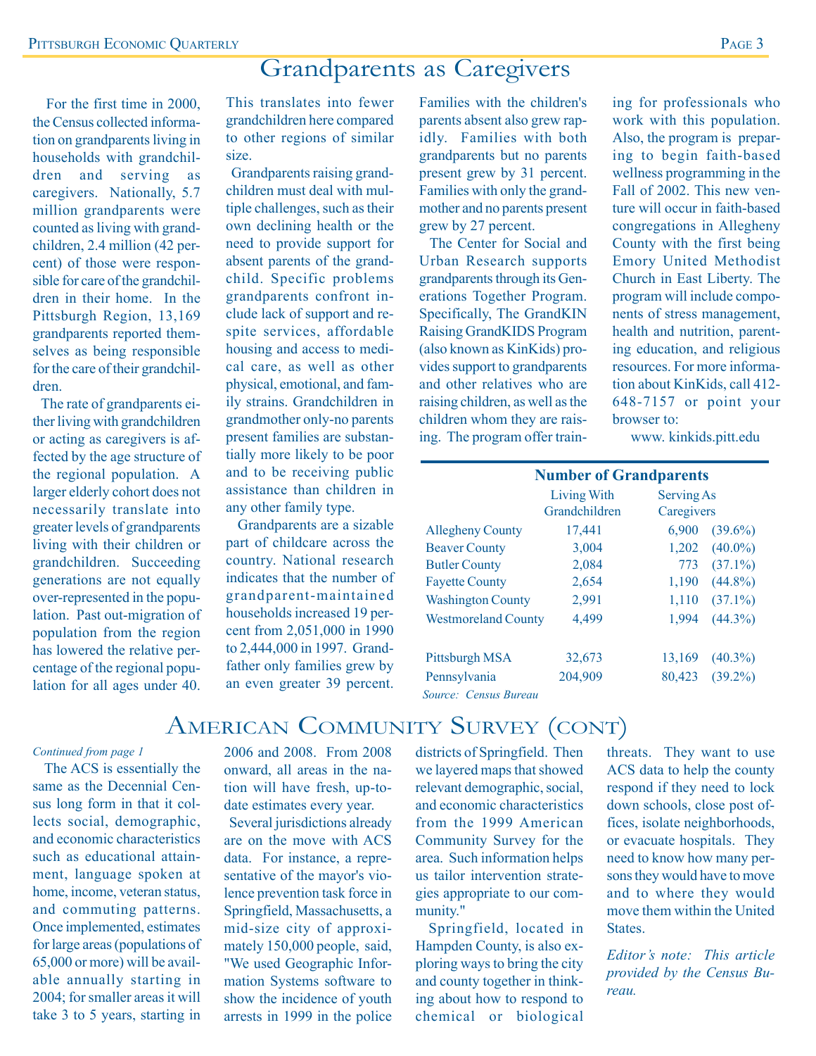# Grandparents as Caregivers

For the first time in 2000, the Census collected information on grandparents living in households with grandchildren and serving as caregivers. Nationally, 5.7 million grandparents were counted as living with grandchildren, 2.4 million (42 percent) of those were responsible for care of the grandchildren in their home. In the Pittsburgh Region, 13,169 grandparents reported themselves as being responsible for the care of their grandchildren.

The rate of grandparents either living with grandchildren or acting as caregivers is affected by the age structure of the regional population. A larger elderly cohort does not necessarily translate into greater levels of grandparents living with their children or grandchildren. Succeeding generations are not equally over-represented in the population. Past out-migration of population from the region has lowered the relative percentage of the regional population for all ages under 40. This translates into fewer grandchildren here compared to other regions of similar size.

Grandparents raising grandchildren must deal with multiple challenges, such as their own declining health or the need to provide support for absent parents of the grandchild. Specific problems grandparents confront include lack of support and respite services, affordable housing and access to medical care, as well as other physical, emotional, and family strains. Grandchildren in grandmother only-no parents present families are substantially more likely to be poor and to be receiving public assistance than children in any other family type.

Grandparents are a sizable part of childcare across the country. National research indicates that the number of grandparent-maintained households increased 19 percent from 2,051,000 in 1990 to 2,444,000 in 1997. Grandfather only families grew by an even greater 39 percent. Families with the children's parents absent also grew rapidly. Families with both grandparents but no parents present grew by 31 percent. Families with only the grandmother and no parents present grew by 27 percent.

The Center for Social and Urban Research supports grandparents through its Generations Together Program. Specifically, The GrandKIN Raising GrandKIDS Program (also known as KinKids) provides support to grandparents and other relatives who are raising children, as well as the children whom they are raising. The program offer training for professionals who work with this population. Also, the program is preparing to begin faith-based wellness programming in the Fall of 2002. This new venture will occur in faith-based congregations in Allegheny County with the first being Emory United Methodist Church in East Liberty. The program will include components of stress management, health and nutrition, parenting education, and religious resources. For more information about KinKids, call 412-648-7157 or point your browser to:

www. kinkids.pitt.edu

**Number of Grandparents**

| | Living With Grandchildren | Serving As Caregivers | |
|---|---|---|---|
| Allegheny County | 17,441 | 6,900 | (39.6%) |
| Beaver County | 3,004 | 1,202 | (40.0%) |
| Butler County | 2,084 | 773 | (37.1%) |
| Fayette County | 2,654 | 1,190 | (44.8%) |
| Washington County | 2,991 | 1,110 | (37.1%) |
| Westmoreland County | 4,499 | 1,994 | (44.3%) |
| Pittsburgh MSA | 32,673 | 13,169 | (40.3%) |
| Pennsylvania | 204,909 | 80,423 | (39.2%) |

*Source: Census Bureau*

# American Community Survey (cont)

*Continued from page 1*

The ACS is essentially the same as the Decennial Census long form in that it collects social, demographic, and economic characteristics such as educational attainment, language spoken at home, income, veteran status, and commuting patterns. Once implemented, estimates for large areas (populations of 65,000 or more) will be available annually starting in 2004; for smaller areas it will take 3 to 5 years, starting in 2006 and 2008. From 2008 onward, all areas in the nation will have fresh, up-to-date estimates every year.

Several jurisdictions already are on the move with ACS data. For instance, a representative of the mayor's violence prevention task force in Springfield, Massachusetts, a mid-size city of approximately 150,000 people, said, "We used Geographic Information Systems software to show the incidence of youth arrests in 1999 in the police districts of Springfield. Then we layered maps that showed relevant demographic, social, and economic characteristics from the 1999 American Community Survey for the area. Such information helps us tailor intervention strategies appropriate to our community."

Springfield, located in Hampden County, is also exploring ways to bring the city and county together in thinking about how to respond to chemical or biological threats. They want to use ACS data to help the county respond if they need to lock down schools, close post offices, isolate neighborhoods, or evacuate hospitals. They need to know how many persons they would have to move and to where they would move them within the United States.

*Editor's note: This article provided by the Census Bureau.*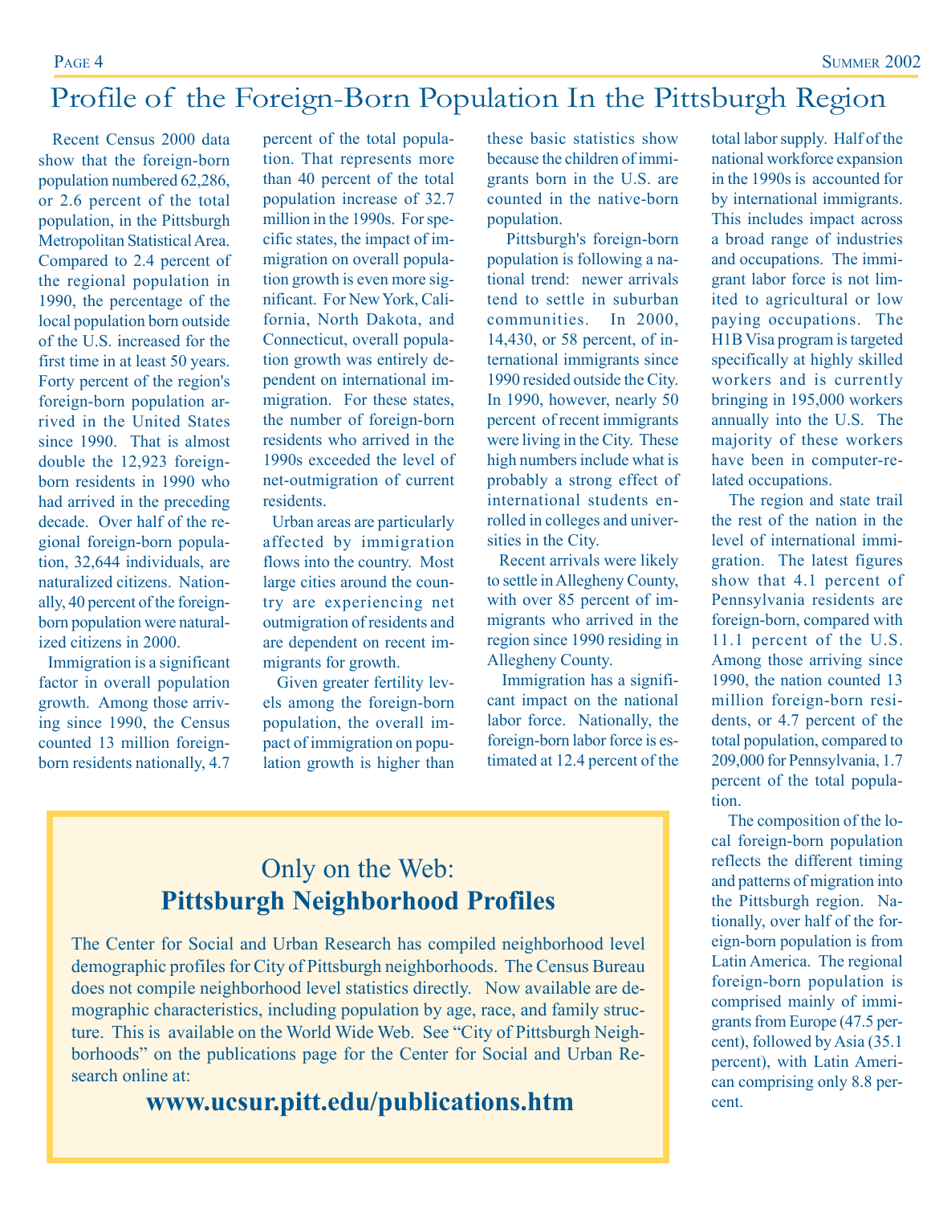# Profile of the Foreign-Born Population In the Pittsburgh Region

Recent Census 2000 data show that the foreign-born population numbered 62,286, or 2.6 percent of the total population, in the Pittsburgh Metropolitan Statistical Area. Compared to 2.4 percent of the regional population in 1990, the percentage of the local population born outside of the U.S. increased for the first time in at least 50 years. Forty percent of the region's foreign-born population arrived in the United States since 1990. That is almost double the 12,923 foreign-born residents in 1990 who had arrived in the preceding decade. Over half of the regional foreign-born population, 32,644 individuals, are naturalized citizens. Nationally, 40 percent of the foreign-born population were naturalized citizens in 2000.

Immigration is a significant factor in overall population growth. Among those arriving since 1990, the Census counted 13 million foreign-born residents nationally, 4.7 percent of the total population. That represents more than 40 percent of the total population increase of 32.7 million in the 1990s. For specific states, the impact of immigration on overall population growth is even more significant. For New York, California, North Dakota, and Connecticut, overall population growth was entirely dependent on international immigration. For these states, the number of foreign-born residents who arrived in the 1990s exceeded the level of net-outmigration of current residents.

Urban areas are particularly affected by immigration flows into the country. Most large cities around the country are experiencing net outmigration of residents and are dependent on recent immigrants for growth.

Given greater fertility levels among the foreign-born population, the overall impact of immigration on population growth is higher than these basic statistics show because the children of immigrants born in the U.S. are counted in the native-born population.

Pittsburgh's foreign-born population is following a national trend: newer arrivals tend to settle in suburban communities. In 2000, 14,430, or 58 percent, of international immigrants since 1990 resided outside the City. In 1990, however, nearly 50 percent of recent immigrants were living in the City. These high numbers include what is probably a strong effect of international students enrolled in colleges and universities in the City.

Recent arrivals were likely to settle in Allegheny County, with over 85 percent of immigrants who arrived in the region since 1990 residing in Allegheny County.

Immigration has a significant impact on the national labor force. Nationally, the foreign-born labor force is estimated at 12.4 percent of the total labor supply. Half of the national workforce expansion in the 1990s is accounted for by international immigrants. This includes impact across a broad range of industries and occupations. The immigrant labor force is not limited to agricultural or low paying occupations. The H1B Visa program is targeted specifically at highly skilled workers and is currently bringing in 195,000 workers annually into the U.S. The majority of these workers have been in computer-related occupations.

The region and state trail the rest of the nation in the level of international immigration. The latest figures show that 4.1 percent of Pennsylvania residents are foreign-born, compared with 11.1 percent of the U.S. Among those arriving since 1990, the nation counted 13 million foreign-born residents, or 4.7 percent of the total population, compared to 209,000 for Pennsylvania, 1.7 percent of the total population.

The composition of the local foreign-born population reflects the different timing and patterns of migration into the Pittsburgh region. Nationally, over half of the foreign-born population is from Latin America. The regional foreign-born population is comprised mainly of immigrants from Europe (47.5 percent), followed by Asia (35.1 percent), with Latin American comprising only 8.8 percent.

## Only on the Web: **Pittsburgh Neighborhood Profiles**

The Center for Social and Urban Research has compiled neighborhood level demographic profiles for City of Pittsburgh neighborhoods. The Census Bureau does not compile neighborhood level statistics directly. Now available are demographic characteristics, including population by age, race, and family structure. This is available on the World Wide Web. See "City of Pittsburgh Neighborhoods" on the publications page for the Center for Social and Urban Research online at:

**www.ucsur.pitt.edu/publications.htm**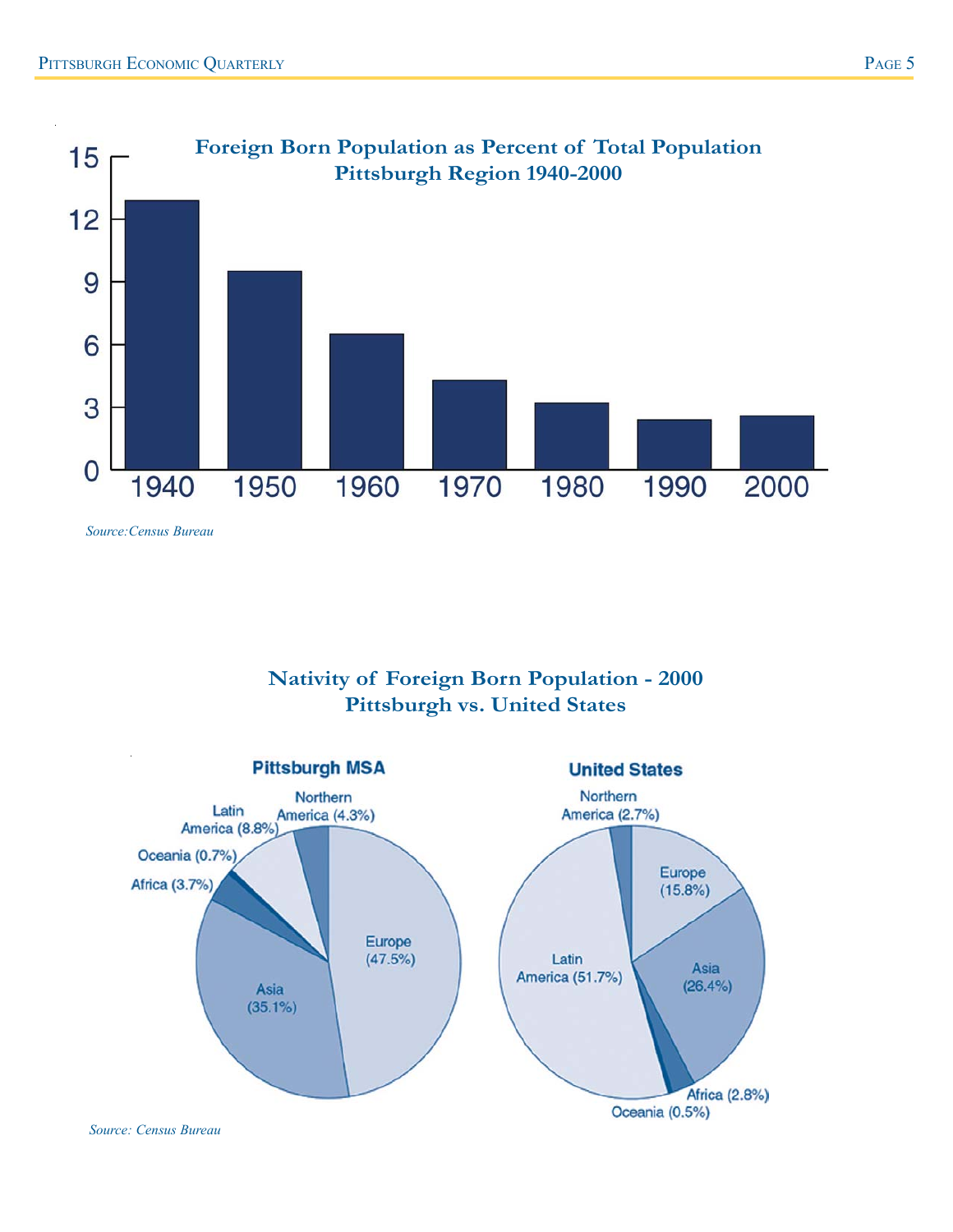**Foreign Born Population as Percent of Total Population**
**Pittsburgh Region 1940-2000**

15
12
9
6
3
0

1940 1950 1960 1970 1980 1990 2000

*Source:Census Bureau*

**Nativity of Foreign Born Population - 2000**
**Pittsburgh vs. United States**

**Pittsburgh MSA**

Northern America (4.3%)
Latin America (8.8%)
Oceania (0.7%)
Africa (3.7%)
Asia (35.1%)
Europe (47.5%)

**United States**

Northern America (2.7%)
Europe (15.8%)
Asia (26.4%)
Latin America (51.7%)
Africa (2.8%)
Oceania (0.5%)

*Source: Census Bureau*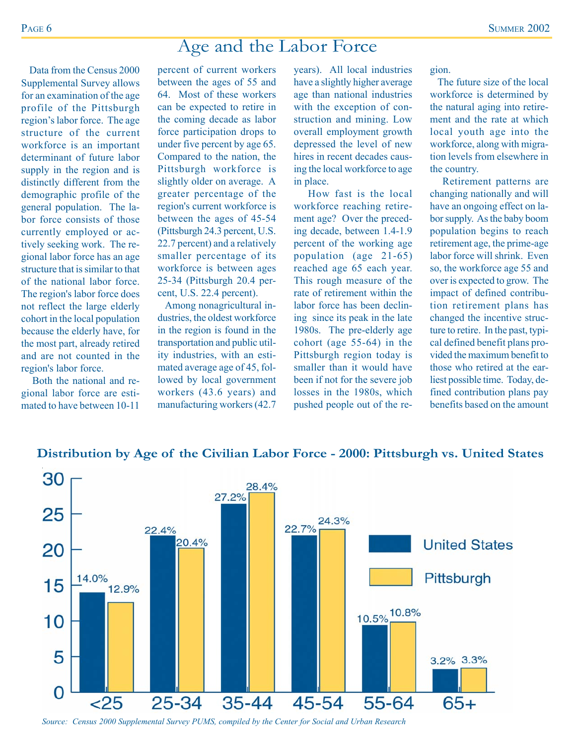# Age and the Labor Force

Data from the Census 2000 Supplemental Survey allows for an examination of the age profile of the Pittsburgh region's labor force. The age structure of the current workforce is an important determinant of future labor supply in the region and is distinctly different from the demographic profile of the general population. The labor force consists of those currently employed or actively seeking work. The regional labor force has an age structure that is similar to that of the national labor force. The region's labor force does not reflect the large elderly cohort in the local population because the elderly have, for the most part, already retired and are not counted in the region's labor force.

Both the national and regional labor force are estimated to have between 10-11 percent of current workers between the ages of 55 and 64. Most of these workers can be expected to retire in the coming decade as labor force participation drops to under five percent by age 65. Compared to the nation, the Pittsburgh workforce is slightly older on average. A greater percentage of the region's current workforce is between the ages of 45-54 (Pittsburgh 24.3 percent, U.S. 22.7 percent) and a relatively smaller percentage of its workforce is between ages 25-34 (Pittsburgh 20.4 percent, U.S. 22.4 percent).

Among nonagricultural industries, the oldest workforce in the region is found in the transportation and public utility industries, with an estimated average age of 45, followed by local government workers (43.6 years) and manufacturing workers (42.7 years). All local industries have a slightly higher average age than national industries with the exception of construction and mining. Low overall employment growth depressed the level of new hires in recent decades causing the local workforce to age in place.

How fast is the local workforce reaching retirement age? Over the preceding decade, between 1.4-1.9 percent of the working age population (age 21-65) reached age 65 each year. This rough measure of the rate of retirement within the labor force has been declining since its peak in the late 1980s. The pre-elderly age cohort (age 55-64) in the Pittsburgh region today is smaller than it would have been if not for the severe job losses in the 1980s, which pushed people out of the region.

The future size of the local workforce is determined by the natural aging into retirement and the rate at which local youth age into the workforce, along with migration levels from elsewhere in the country.

Retirement patterns are changing nationally and will have an ongoing effect on labor supply. As the baby boom population begins to reach retirement age, the prime-age labor force will shrink. Even so, the workforce age 55 and over is expected to grow. The impact of defined contribution retirement plans has changed the incentive structure to retire. In the past, typical defined benefit plans provided the maximum benefit to those who retired at the earliest possible time. Today, defined contribution plans pay benefits based on the amount

**Distribution by Age of the Civilian Labor Force - 2000: Pittsburgh vs. United States**

| Age | United States | Pittsburgh |
|---|---|---|
| <25 | 14.0% | 12.9% |
| 25-34 | 22.4% | 20.4% |
| 35-44 | 27.2% | 28.4% |
| 45-54 | 22.7% | 24.3% |
| 55-64 | 10.5% | 10.8% |
| 65+ | 3.2% | 3.3% |

*Source: Census 2000 Supplemental Survey PUMS, compiled by the Center for Social and Urban Research*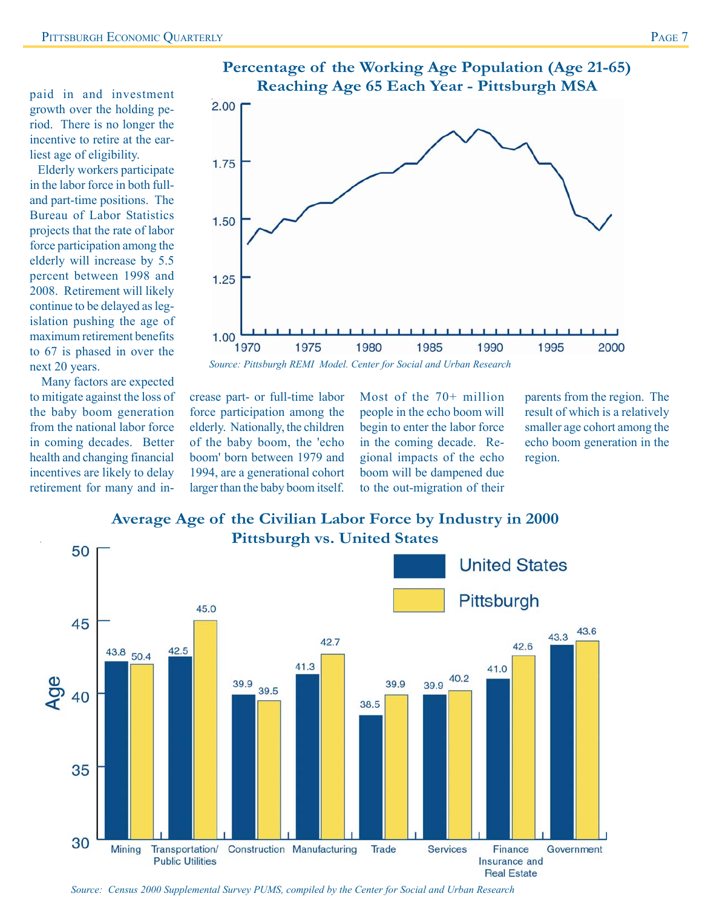paid in and investment growth over the holding period. There is no longer the incentive to retire at the earliest age of eligibility.

Elderly workers participate in the labor force in both full- and part-time positions. The Bureau of Labor Statistics projects that the rate of labor force participation among the elderly will increase by 5.5 percent between 1998 and 2008. Retirement will likely continue to be delayed as legislation pushing the age of maximum retirement benefits to 67 is phased in over the next 20 years.

Many factors are expected to mitigate against the loss of the baby boom generation from the national labor force in coming decades. Better health and changing financial incentives are likely to delay retirement for many and increase part- or full-time labor force participation among the elderly. Nationally, the children of the baby boom, the 'echo boom' born between 1979 and 1994, are a generational cohort larger than the baby boom itself. Most of the 70+ million people in the echo boom will begin to enter the labor force in the coming decade. Regional impacts of the echo boom will be dampened due to the out-migration of their parents from the region. The result of which is a relatively smaller age cohort among the echo boom generation in the region.

**Percentage of the Working Age Population (Age 21-65) Reaching Age 65 Each Year - Pittsburgh MSA**

*Source: Pittsburgh REMI Model. Center for Social and Urban Research*

**Average Age of the Civilian Labor Force by Industry in 2000 Pittsburgh vs. United States**

| Industry | United States | Pittsburgh |
|---|---|---|
| Mining | 43.8 | 50.4 |
| Transportation/Public Utilities | 42.5 | 45.0 |
| Construction | 39.9 | 39.5 |
| Manufacturing | 41.3 | 42.7 |
| Trade | 38.5 | 39.9 |
| Services | 39.9 | 40.2 |
| Finance Insurance and Real Estate | 41.0 | 42.6 |
| Government | 43.3 | 43.6 |

*Source: Census 2000 Supplemental Survey PUMS, compiled by the Center for Social and Urban Research*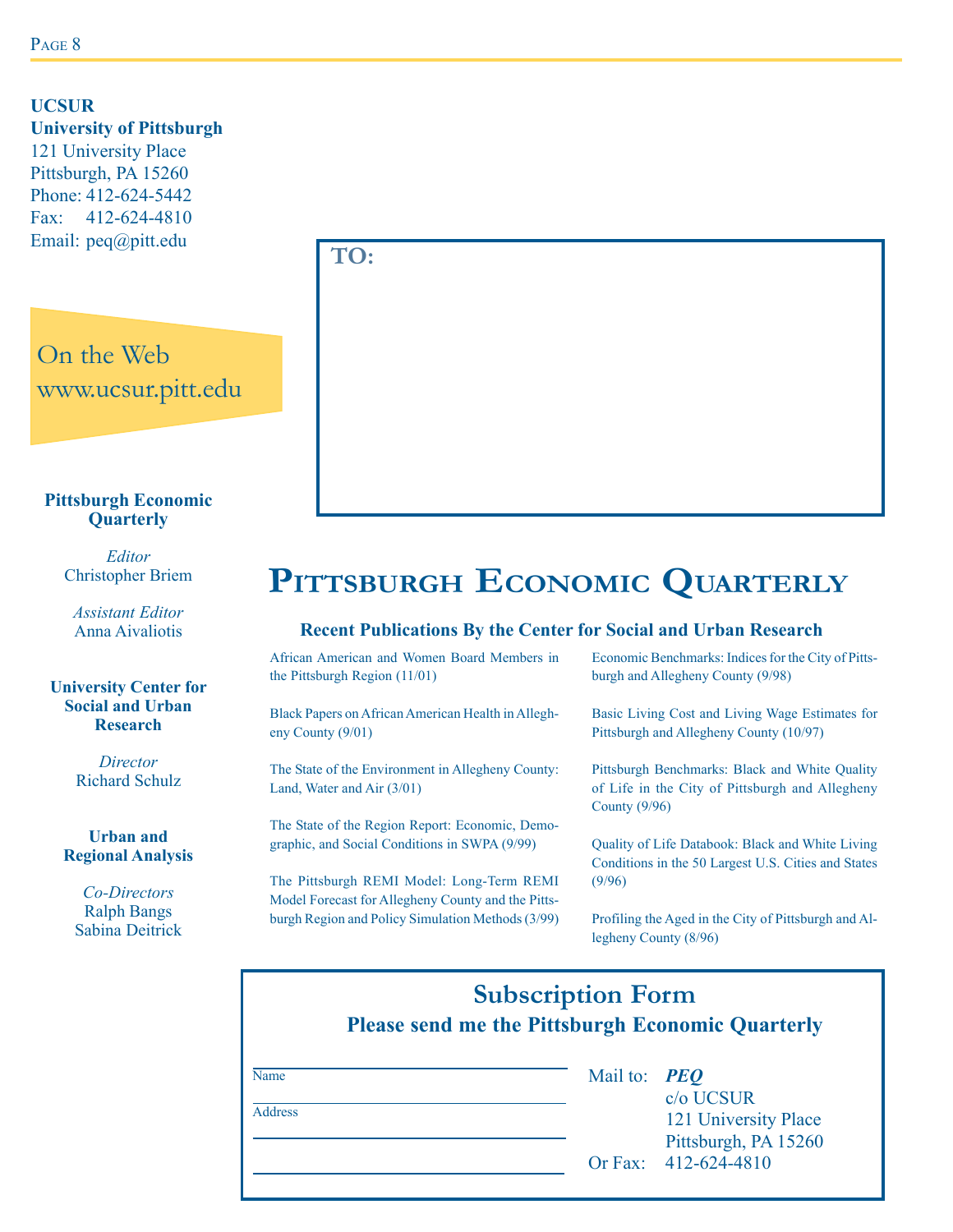**UCSUR**
**University of Pittsburgh**
121 University Place
Pittsburgh, PA 15260
Phone: 412-624-5442
Fax: 412-624-4810
Email: peq@pitt.edu

On the Web
www.ucsur.pitt.edu

**Pittsburgh Economic Quarterly**

*Editor*
Christopher Briem

*Assistant Editor*
Anna Aivaliotis

**University Center for Social and Urban Research**

*Director*
Richard Schulz

**Urban and Regional Analysis**

*Co-Directors*
Ralph Bangs
Sabina Deitrick

**TO:**

# Pittsburgh Economic Quarterly

### Recent Publications By the Center for Social and Urban Research

African American and Women Board Members in the Pittsburgh Region (11/01)

Black Papers on African American Health in Allegheny County (9/01)

The State of the Environment in Allegheny County: Land, Water and Air (3/01)

The State of the Region Report: Economic, Demographic, and Social Conditions in SWPA (9/99)

The Pittsburgh REMI Model: Long-Term REMI Model Forecast for Allegheny County and the Pittsburgh Region and Policy Simulation Methods (3/99)

Economic Benchmarks: Indices for the City of Pittsburgh and Allegheny County (9/98)

Basic Living Cost and Living Wage Estimates for Pittsburgh and Allegheny County (10/97)

Pittsburgh Benchmarks: Black and White Quality of Life in the City of Pittsburgh and Allegheny County (9/96)

Quality of Life Databook: Black and White Living Conditions in the 50 Largest U.S. Cities and States (9/96)

Profiling the Aged in the City of Pittsburgh and Allegheny County (8/96)

## Subscription Form

### Please send me the Pittsburgh Economic Quarterly

Name

Address

Mail to: ***PEQ***
c/o UCSUR
121 University Place
Pittsburgh, PA 15260
Or Fax: 412-624-4810